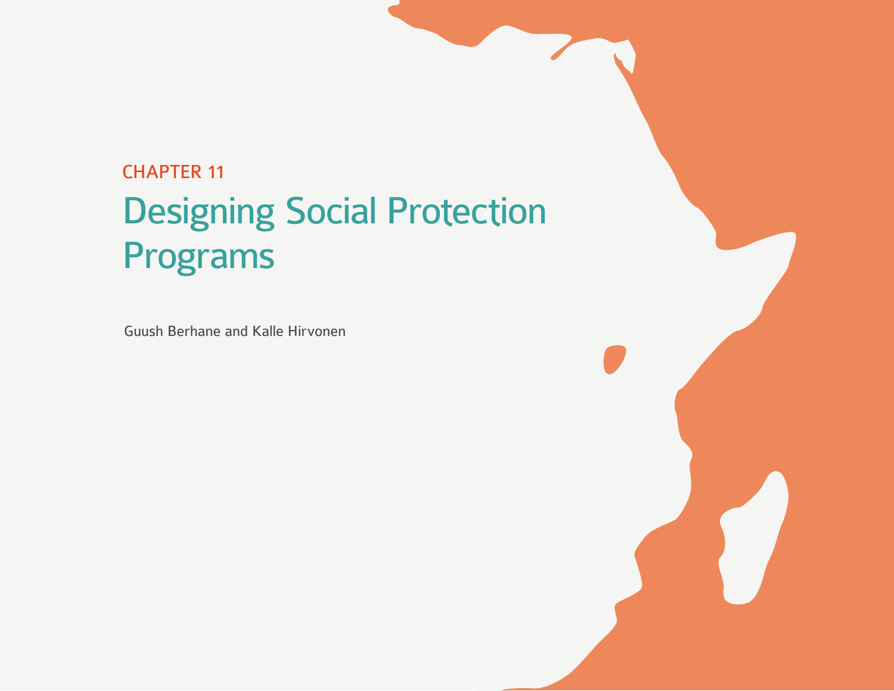CHAPTER 11

# Designing Social Protection Programs

Guush Berhane and Kalle Hirvonen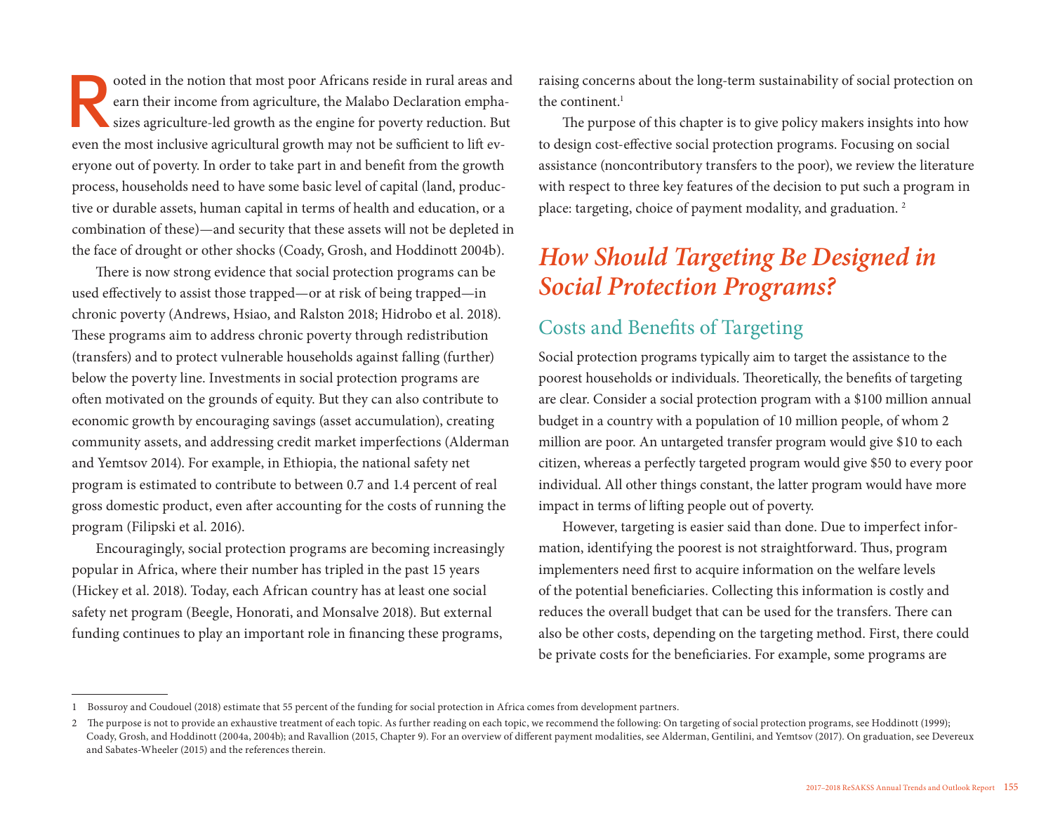Rooted in the notion that most poor Africans reside in rural areas and earn their income from agriculture, the Malabo Declaration emphasizes agriculture-led growth as the engine for poverty reduction. But even the most inclusive agricultural growth may not be sufficient to lift everyone out of poverty. In order to take part in and benefit from the growth process, households need to have some basic level of capital (land, productive or durable assets, human capital in terms of health and education, or a combination of these)—and security that these assets will not be depleted in the face of drought or other shocks (Coady, Grosh, and Hoddinott 2004b).

There is now strong evidence that social protection programs can be used effectively to assist those trapped—or at risk of being trapped—in chronic poverty (Andrews, Hsiao, and Ralston 2018; Hidrobo et al. 2018). These programs aim to address chronic poverty through redistribution (transfers) and to protect vulnerable households against falling (further) below the poverty line. Investments in social protection programs are often motivated on the grounds of equity. But they can also contribute to economic growth by encouraging savings (asset accumulation), creating community assets, and addressing credit market imperfections (Alderman and Yemtsov 2014). For example, in Ethiopia, the national safety net program is estimated to contribute to between 0.7 and 1.4 percent of real gross domestic product, even after accounting for the costs of running the program (Filipski et al. 2016).

Encouragingly, social protection programs are becoming increasingly popular in Africa, where their number has tripled in the past 15 years (Hickey et al. 2018). Today, each African country has at least one social safety net program (Beegle, Honorati, and Monsalve 2018). But external funding continues to play an important role in financing these programs, raising concerns about the long-term sustainability of social protection on the continent.[1]

The purpose of this chapter is to give policy makers insights into how to design cost-effective social protection programs. Focusing on social assistance (noncontributory transfers to the poor), we review the literature with respect to three key features of the decision to put such a program in place: targeting, choice of payment modality, and graduation.[2]

## *How Should Targeting Be Designed in Social Protection Programs?*

### Costs and Benefits of Targeting

Social protection programs typically aim to target the assistance to the poorest households or individuals. Theoretically, the benefits of targeting are clear. Consider a social protection program with a $100 million annual budget in a country with a population of 10 million people, of whom 2 million are poor. An untargeted transfer program would give $10 to each citizen, whereas a perfectly targeted program would give $50 to every poor individual. All other things constant, the latter program would have more impact in terms of lifting people out of poverty.

However, targeting is easier said than done. Due to imperfect information, identifying the poorest is not straightforward. Thus, program implementers need first to acquire information on the welfare levels of the potential beneficiaries. Collecting this information is costly and reduces the overall budget that can be used for the transfers. There can also be other costs, depending on the targeting method. First, there could be private costs for the beneficiaries. For example, some programs are

---

1 Bossuroy and Coudouel (2018) estimate that 55 percent of the funding for social protection in Africa comes from development partners.

2 The purpose is not to provide an exhaustive treatment of each topic. As further reading on each topic, we recommend the following: On targeting of social protection programs, see Hoddinott (1999); Coady, Grosh, and Hoddinott (2004a, 2004b); and Ravallion (2015, Chapter 9). For an overview of different payment modalities, see Alderman, Gentilini, and Yemtsov (2017). On graduation, see Devereux and Sabates-Wheeler (2015) and the references therein.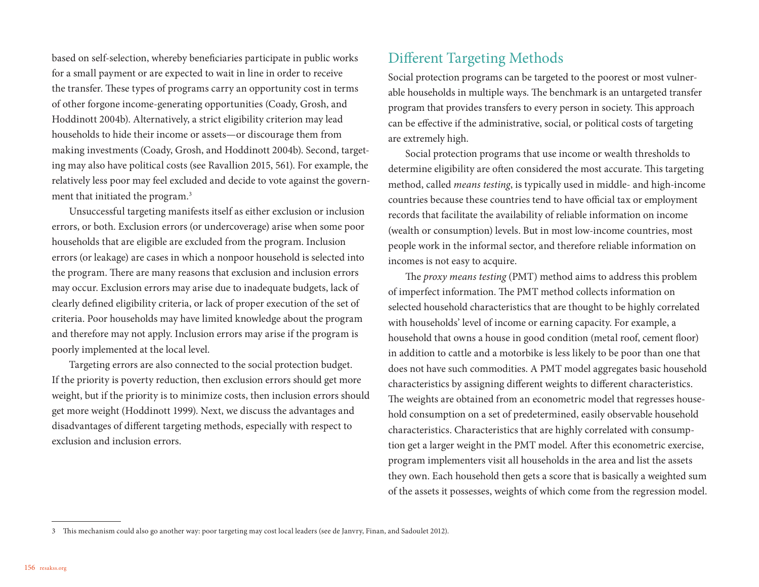based on self-selection, whereby beneficiaries participate in public works for a small payment or are expected to wait in line in order to receive the transfer. These types of programs carry an opportunity cost in terms of other forgone income-generating opportunities (Coady, Grosh, and Hoddinott 2004b). Alternatively, a strict eligibility criterion may lead households to hide their income or assets—or discourage them from making investments (Coady, Grosh, and Hoddinott 2004b). Second, targeting may also have political costs (see Ravallion 2015, 561). For example, the relatively less poor may feel excluded and decide to vote against the government that initiated the program.[3]

Unsuccessful targeting manifests itself as either exclusion or inclusion errors, or both. Exclusion errors (or undercoverage) arise when some poor households that are eligible are excluded from the program. Inclusion errors (or leakage) are cases in which a nonpoor household is selected into the program. There are many reasons that exclusion and inclusion errors may occur. Exclusion errors may arise due to inadequate budgets, lack of clearly defined eligibility criteria, or lack of proper execution of the set of criteria. Poor households may have limited knowledge about the program and therefore may not apply. Inclusion errors may arise if the program is poorly implemented at the local level.

Targeting errors are also connected to the social protection budget. If the priority is poverty reduction, then exclusion errors should get more weight, but if the priority is to minimize costs, then inclusion errors should get more weight (Hoddinott 1999). Next, we discuss the advantages and disadvantages of different targeting methods, especially with respect to exclusion and inclusion errors.

## Different Targeting Methods

Social protection programs can be targeted to the poorest or most vulnerable households in multiple ways. The benchmark is an untargeted transfer program that provides transfers to every person in society. This approach can be effective if the administrative, social, or political costs of targeting are extremely high.

Social protection programs that use income or wealth thresholds to determine eligibility are often considered the most accurate. This targeting method, called *means testing*, is typically used in middle- and high-income countries because these countries tend to have official tax or employment records that facilitate the availability of reliable information on income (wealth or consumption) levels. But in most low-income countries, most people work in the informal sector, and therefore reliable information on incomes is not easy to acquire.

The *proxy means testing* (PMT) method aims to address this problem of imperfect information. The PMT method collects information on selected household characteristics that are thought to be highly correlated with households' level of income or earning capacity. For example, a household that owns a house in good condition (metal roof, cement floor) in addition to cattle and a motorbike is less likely to be poor than one that does not have such commodities. A PMT model aggregates basic household characteristics by assigning different weights to different characteristics. The weights are obtained from an econometric model that regresses household consumption on a set of predetermined, easily observable household characteristics. Characteristics that are highly correlated with consumption get a larger weight in the PMT model. After this econometric exercise, program implementers visit all households in the area and list the assets they own. Each household then gets a score that is basically a weighted sum of the assets it possesses, weights of which come from the regression model.

[3] This mechanism could also go another way: poor targeting may cost local leaders (see de Janvry, Finan, and Sadoulet 2012).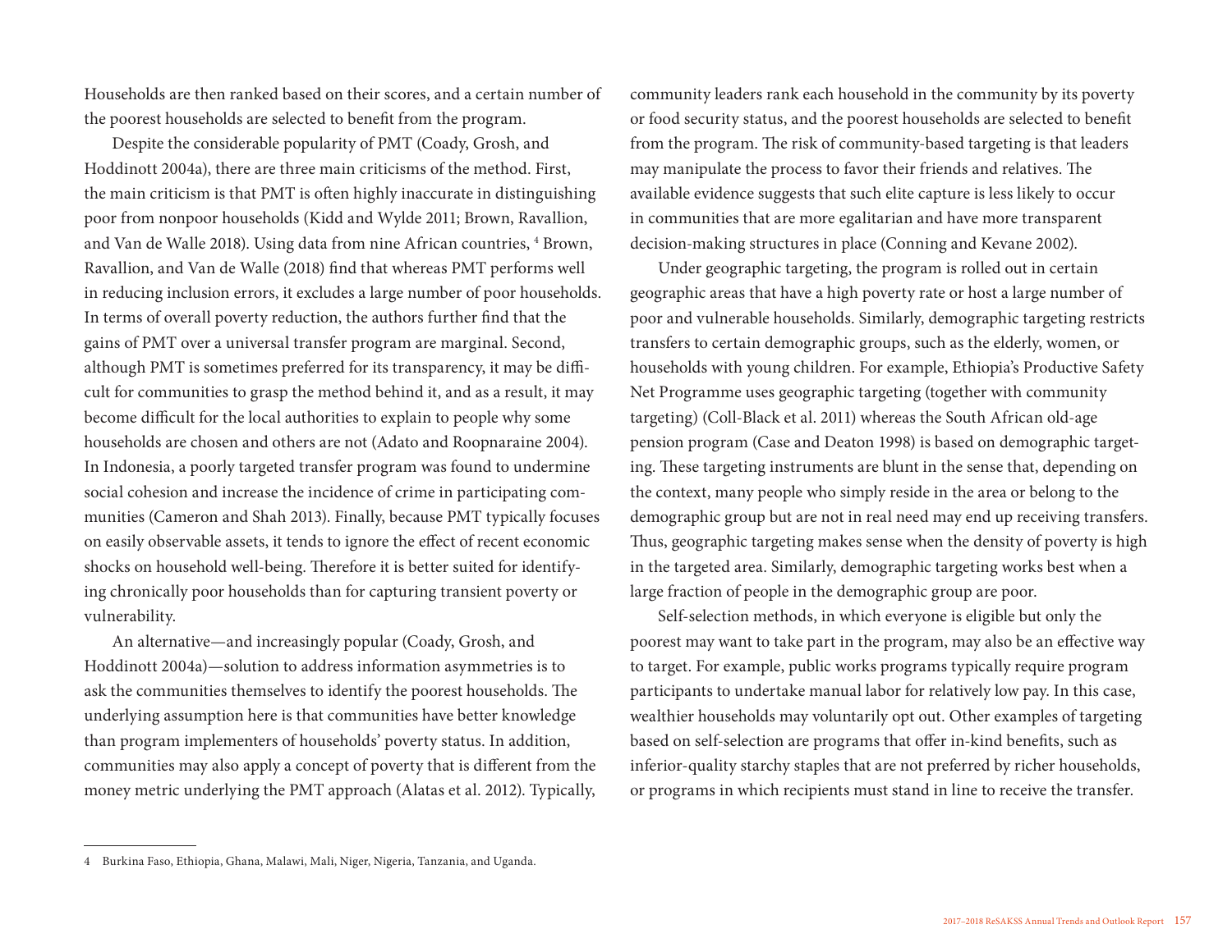Households are then ranked based on their scores, and a certain number of the poorest households are selected to benefit from the program.

Despite the considerable popularity of PMT (Coady, Grosh, and Hoddinott 2004a), there are three main criticisms of the method. First, the main criticism is that PMT is often highly inaccurate in distinguishing poor from nonpoor households (Kidd and Wylde 2011; Brown, Ravallion, and Van de Walle 2018). Using data from nine African countries, [4] Brown, Ravallion, and Van de Walle (2018) find that whereas PMT performs well in reducing inclusion errors, it excludes a large number of poor households. In terms of overall poverty reduction, the authors further find that the gains of PMT over a universal transfer program are marginal. Second, although PMT is sometimes preferred for its transparency, it may be difficult for communities to grasp the method behind it, and as a result, it may become difficult for the local authorities to explain to people why some households are chosen and others are not (Adato and Roopnaraine 2004). In Indonesia, a poorly targeted transfer program was found to undermine social cohesion and increase the incidence of crime in participating communities (Cameron and Shah 2013). Finally, because PMT typically focuses on easily observable assets, it tends to ignore the effect of recent economic shocks on household well-being. Therefore it is better suited for identifying chronically poor households than for capturing transient poverty or vulnerability.

An alternative—and increasingly popular (Coady, Grosh, and Hoddinott 2004a)—solution to address information asymmetries is to ask the communities themselves to identify the poorest households. The underlying assumption here is that communities have better knowledge than program implementers of households' poverty status. In addition, communities may also apply a concept of poverty that is different from the money metric underlying the PMT approach (Alatas et al. 2012). Typically, community leaders rank each household in the community by its poverty or food security status, and the poorest households are selected to benefit from the program. The risk of community-based targeting is that leaders may manipulate the process to favor their friends and relatives. The available evidence suggests that such elite capture is less likely to occur in communities that are more egalitarian and have more transparent decision-making structures in place (Conning and Kevane 2002).

Under geographic targeting, the program is rolled out in certain geographic areas that have a high poverty rate or host a large number of poor and vulnerable households. Similarly, demographic targeting restricts transfers to certain demographic groups, such as the elderly, women, or households with young children. For example, Ethiopia's Productive Safety Net Programme uses geographic targeting (together with community targeting) (Coll-Black et al. 2011) whereas the South African old-age pension program (Case and Deaton 1998) is based on demographic targeting. These targeting instruments are blunt in the sense that, depending on the context, many people who simply reside in the area or belong to the demographic group but are not in real need may end up receiving transfers. Thus, geographic targeting makes sense when the density of poverty is high in the targeted area. Similarly, demographic targeting works best when a large fraction of people in the demographic group are poor.

Self-selection methods, in which everyone is eligible but only the poorest may want to take part in the program, may also be an effective way to target. For example, public works programs typically require program participants to undertake manual labor for relatively low pay. In this case, wealthier households may voluntarily opt out. Other examples of targeting based on self-selection are programs that offer in-kind benefits, such as inferior-quality starchy staples that are not preferred by richer households, or programs in which recipients must stand in line to receive the transfer.

---

4 Burkina Faso, Ethiopia, Ghana, Malawi, Mali, Niger, Nigeria, Tanzania, and Uganda.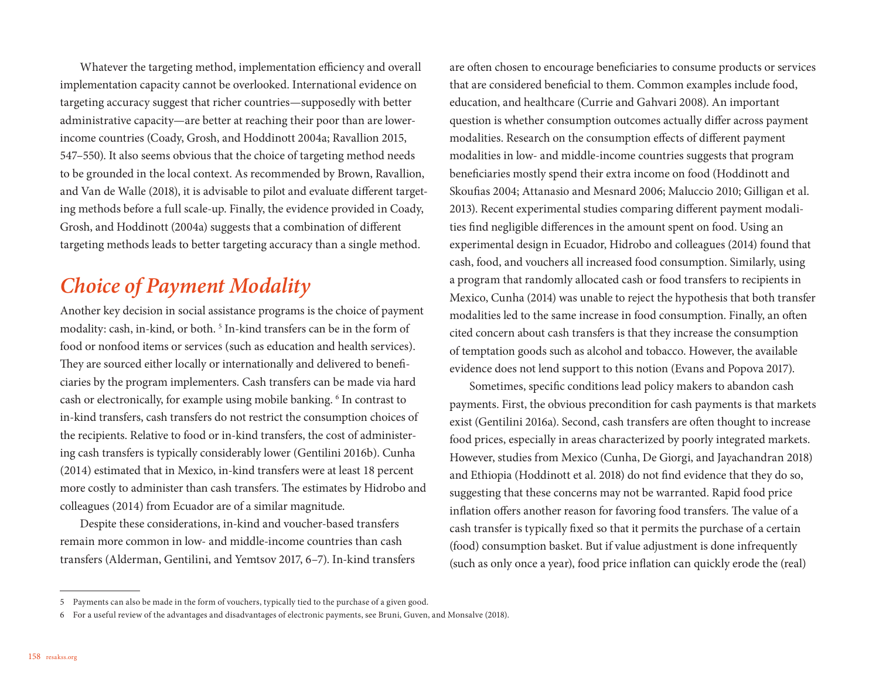Whatever the targeting method, implementation efficiency and overall implementation capacity cannot be overlooked. International evidence on targeting accuracy suggest that richer countries—supposedly with better administrative capacity—are better at reaching their poor than are lower-income countries (Coady, Grosh, and Hoddinott 2004a; Ravallion 2015, 547–550). It also seems obvious that the choice of targeting method needs to be grounded in the local context. As recommended by Brown, Ravallion, and Van de Walle (2018), it is advisable to pilot and evaluate different targeting methods before a full scale-up. Finally, the evidence provided in Coady, Grosh, and Hoddinott (2004a) suggests that a combination of different targeting methods leads to better targeting accuracy than a single method.

## *Choice of Payment Modality*

Another key decision in social assistance programs is the choice of payment modality: cash, in-kind, or both. [5] In-kind transfers can be in the form of food or nonfood items or services (such as education and health services). They are sourced either locally or internationally and delivered to beneficiaries by the program implementers. Cash transfers can be made via hard cash or electronically, for example using mobile banking. [6] In contrast to in-kind transfers, cash transfers do not restrict the consumption choices of the recipients. Relative to food or in-kind transfers, the cost of administering cash transfers is typically considerably lower (Gentilini 2016b). Cunha (2014) estimated that in Mexico, in-kind transfers were at least 18 percent more costly to administer than cash transfers. The estimates by Hidrobo and colleagues (2014) from Ecuador are of a similar magnitude.

Despite these considerations, in-kind and voucher-based transfers remain more common in low- and middle-income countries than cash transfers (Alderman, Gentilini, and Yemtsov 2017, 6–7). In-kind transfers are often chosen to encourage beneficiaries to consume products or services that are considered beneficial to them. Common examples include food, education, and healthcare (Currie and Gahvari 2008). An important question is whether consumption outcomes actually differ across payment modalities. Research on the consumption effects of different payment modalities in low- and middle-income countries suggests that program beneficiaries mostly spend their extra income on food (Hoddinott and Skoufias 2004; Attanasio and Mesnard 2006; Maluccio 2010; Gilligan et al. 2013). Recent experimental studies comparing different payment modalities find negligible differences in the amount spent on food. Using an experimental design in Ecuador, Hidrobo and colleagues (2014) found that cash, food, and vouchers all increased food consumption. Similarly, using a program that randomly allocated cash or food transfers to recipients in Mexico, Cunha (2014) was unable to reject the hypothesis that both transfer modalities led to the same increase in food consumption. Finally, an often cited concern about cash transfers is that they increase the consumption of temptation goods such as alcohol and tobacco. However, the available evidence does not lend support to this notion (Evans and Popova 2017).

Sometimes, specific conditions lead policy makers to abandon cash payments. First, the obvious precondition for cash payments is that markets exist (Gentilini 2016a). Second, cash transfers are often thought to increase food prices, especially in areas characterized by poorly integrated markets. However, studies from Mexico (Cunha, De Giorgi, and Jayachandran 2018) and Ethiopia (Hoddinott et al. 2018) do not find evidence that they do so, suggesting that these concerns may not be warranted. Rapid food price inflation offers another reason for favoring food transfers. The value of a cash transfer is typically fixed so that it permits the purchase of a certain (food) consumption basket. But if value adjustment is done infrequently (such as only once a year), food price inflation can quickly erode the (real)

---

5 Payments can also be made in the form of vouchers, typically tied to the purchase of a given good.

6 For a useful review of the advantages and disadvantages of electronic payments, see Bruni, Guven, and Monsalve (2018).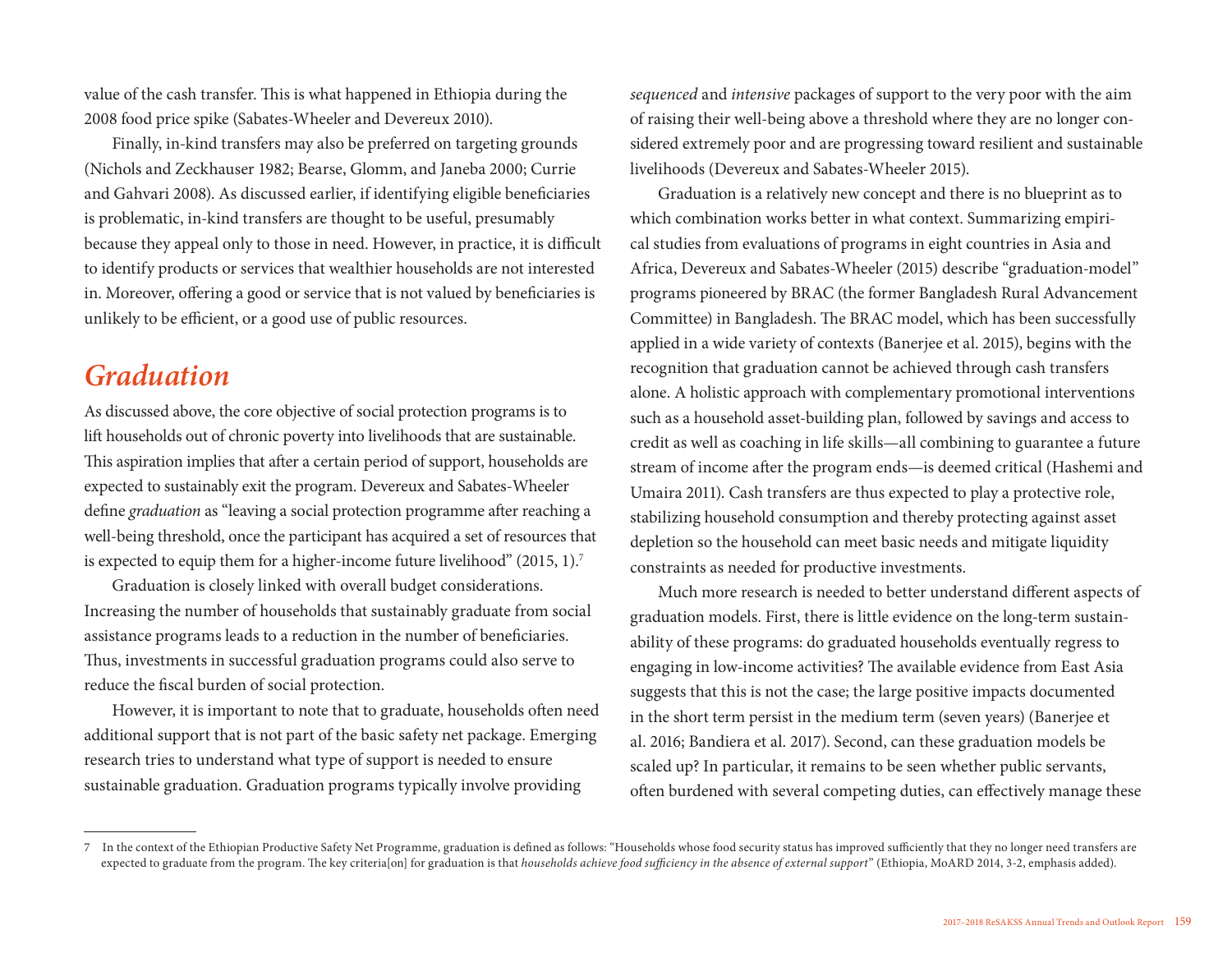value of the cash transfer. This is what happened in Ethiopia during the 2008 food price spike (Sabates-Wheeler and Devereux 2010).

Finally, in-kind transfers may also be preferred on targeting grounds (Nichols and Zeckhauser 1982; Bearse, Glomm, and Janeba 2000; Currie and Gahvari 2008). As discussed earlier, if identifying eligible beneficiaries is problematic, in-kind transfers are thought to be useful, presumably because they appeal only to those in need. However, in practice, it is difficult to identify products or services that wealthier households are not interested in. Moreover, offering a good or service that is not valued by beneficiaries is unlikely to be efficient, or a good use of public resources.

## *Graduation*

As discussed above, the core objective of social protection programs is to lift households out of chronic poverty into livelihoods that are sustainable. This aspiration implies that after a certain period of support, households are expected to sustainably exit the program. Devereux and Sabates-Wheeler define *graduation* as "leaving a social protection programme after reaching a well-being threshold, once the participant has acquired a set of resources that is expected to equip them for a higher-income future livelihood" (2015, 1).[7]

Graduation is closely linked with overall budget considerations. Increasing the number of households that sustainably graduate from social assistance programs leads to a reduction in the number of beneficiaries. Thus, investments in successful graduation programs could also serve to reduce the fiscal burden of social protection.

However, it is important to note that to graduate, households often need additional support that is not part of the basic safety net package. Emerging research tries to understand what type of support is needed to ensure sustainable graduation. Graduation programs typically involve providing *sequenced* and *intensive* packages of support to the very poor with the aim of raising their well-being above a threshold where they are no longer considered extremely poor and are progressing toward resilient and sustainable livelihoods (Devereux and Sabates-Wheeler 2015).

Graduation is a relatively new concept and there is no blueprint as to which combination works better in what context. Summarizing empirical studies from evaluations of programs in eight countries in Asia and Africa, Devereux and Sabates-Wheeler (2015) describe "graduation-model" programs pioneered by BRAC (the former Bangladesh Rural Advancement Committee) in Bangladesh. The BRAC model, which has been successfully applied in a wide variety of contexts (Banerjee et al. 2015), begins with the recognition that graduation cannot be achieved through cash transfers alone. A holistic approach with complementary promotional interventions such as a household asset-building plan, followed by savings and access to credit as well as coaching in life skills—all combining to guarantee a future stream of income after the program ends—is deemed critical (Hashemi and Umaira 2011). Cash transfers are thus expected to play a protective role, stabilizing household consumption and thereby protecting against asset depletion so the household can meet basic needs and mitigate liquidity constraints as needed for productive investments.

Much more research is needed to better understand different aspects of graduation models. First, there is little evidence on the long-term sustainability of these programs: do graduated households eventually regress to engaging in low-income activities? The available evidence from East Asia suggests that this is not the case; the large positive impacts documented in the short term persist in the medium term (seven years) (Banerjee et al. 2016; Bandiera et al. 2017). Second, can these graduation models be scaled up? In particular, it remains to be seen whether public servants, often burdened with several competing duties, can effectively manage these

---

[7] In the context of the Ethiopian Productive Safety Net Programme, graduation is defined as follows: "Households whose food security status has improved sufficiently that they no longer need transfers are expected to graduate from the program. The key criteria[on] for graduation is that *households achieve food sufficiency in the absence of external support*" (Ethiopia, MoARD 2014, 3-2, emphasis added).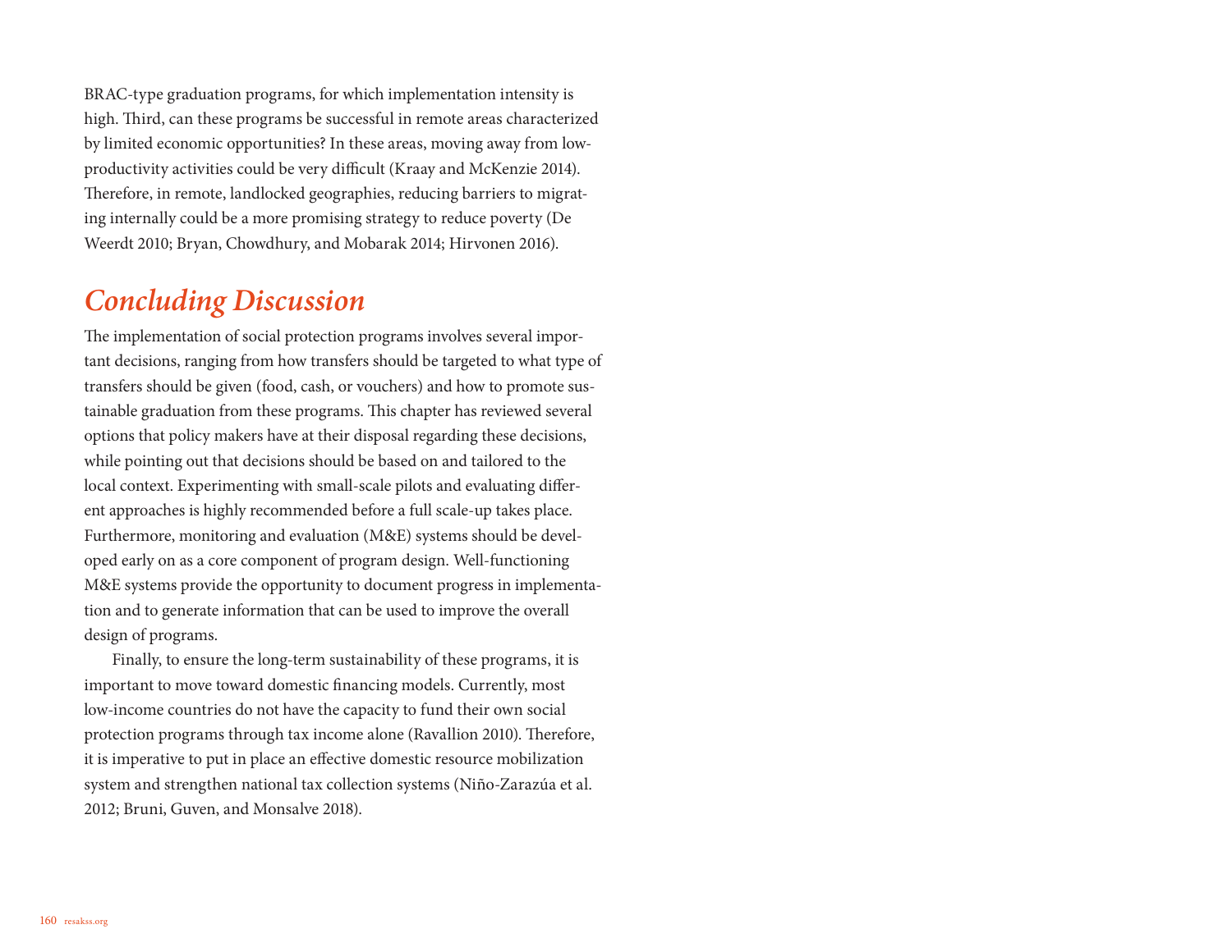BRAC-type graduation programs, for which implementation intensity is high. Third, can these programs be successful in remote areas characterized by limited economic opportunities? In these areas, moving away from low-productivity activities could be very difficult (Kraay and McKenzie 2014). Therefore, in remote, landlocked geographies, reducing barriers to migrating internally could be a more promising strategy to reduce poverty (De Weerdt 2010; Bryan, Chowdhury, and Mobarak 2014; Hirvonen 2016).

## *Concluding Discussion*

The implementation of social protection programs involves several important decisions, ranging from how transfers should be targeted to what type of transfers should be given (food, cash, or vouchers) and how to promote sustainable graduation from these programs. This chapter has reviewed several options that policy makers have at their disposal regarding these decisions, while pointing out that decisions should be based on and tailored to the local context. Experimenting with small-scale pilots and evaluating different approaches is highly recommended before a full scale-up takes place. Furthermore, monitoring and evaluation (M&E) systems should be developed early on as a core component of program design. Well-functioning M&E systems provide the opportunity to document progress in implementation and to generate information that can be used to improve the overall design of programs.

Finally, to ensure the long-term sustainability of these programs, it is important to move toward domestic financing models. Currently, most low-income countries do not have the capacity to fund their own social protection programs through tax income alone (Ravallion 2010). Therefore, it is imperative to put in place an effective domestic resource mobilization system and strengthen national tax collection systems (Niño-Zarazúa et al. 2012; Bruni, Guven, and Monsalve 2018).